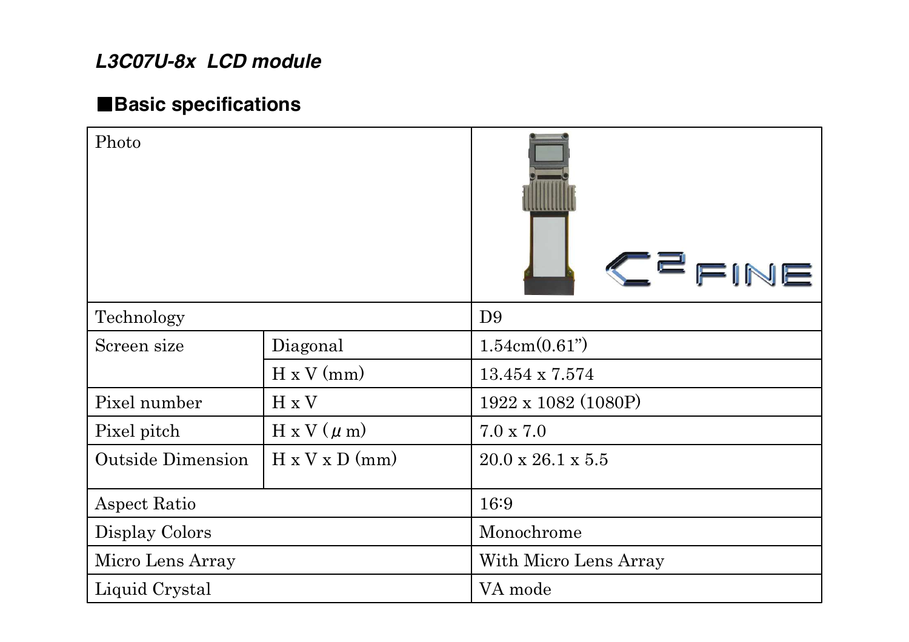*L3C07U-8x  LCD module*

## ■Basic specifications

| | | |
|---|---|---|
| Photo | | |
| Technology | | D9 |
| Screen size | Diagonal | 1.54cm(0.61”) |
| | H x V (mm) | 13.454 x 7.574 |
| Pixel number | H x V | 1922 x 1082 (1080P) |
| Pixel pitch | H x V (μm) | 7.0 x 7.0 |
| Outside Dimension | H x V x D (mm) | 20.0 x 26.1 x 5.5 |
| Aspect Ratio | | 16:9 |
| Display Colors | | Monochrome |
| Micro Lens Array | | With Micro Lens Array |
| Liquid Crystal | | VA mode |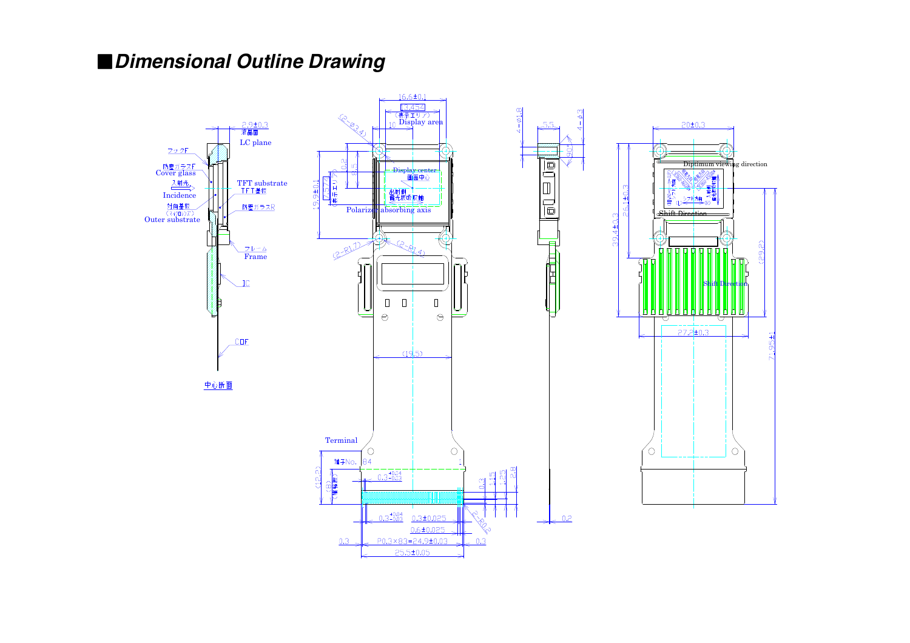# ■Dimensional Outline Drawing

2.9±0.3
液晶面
LC plane

フックF

防塵ガラスF
Cover glass

入射光
Incidence

対向基板
(ｲﾝﾌﾟﾛﾝｶﾞﾗｽ)
Outer substrate

TFT substrate
TFT基板

防塵ガラスR

フレーム
Frame

IC

COF

中心断面

16.6±0.1

(13.454)
(表示エリア)
Display area

10

(2-φ3.4)

19.9±0.1

0.2

8.5

(7.577)
(表示エリア)

Display center
画面中心

出射側
偏光板吸収軸
Polarizer absorbing axis

(2-R1.7)

(2-R1.4)

(19.5)

Terminal

端子No. 84

1

(12.2)

(8)
(補強板)

$0.3^{+0.04}_{-0.03}$

0.3

1.15

2.25

2.8

$0.3^{+0.04}_{-0.03}$

0.3±0.025

0.6±0.025

2-R0.2

0.3

P0.3×83=24.9±0.03

0.3

25.5±0.05

4-φ1.8

5.5

4-φ3

90°

0.2

20±0.3

Diptimum viewing direction

Shift Direction

26.1±0.3

32.4±0.3

(29.2)

Shift Direction

27.2±0.3

71.95±1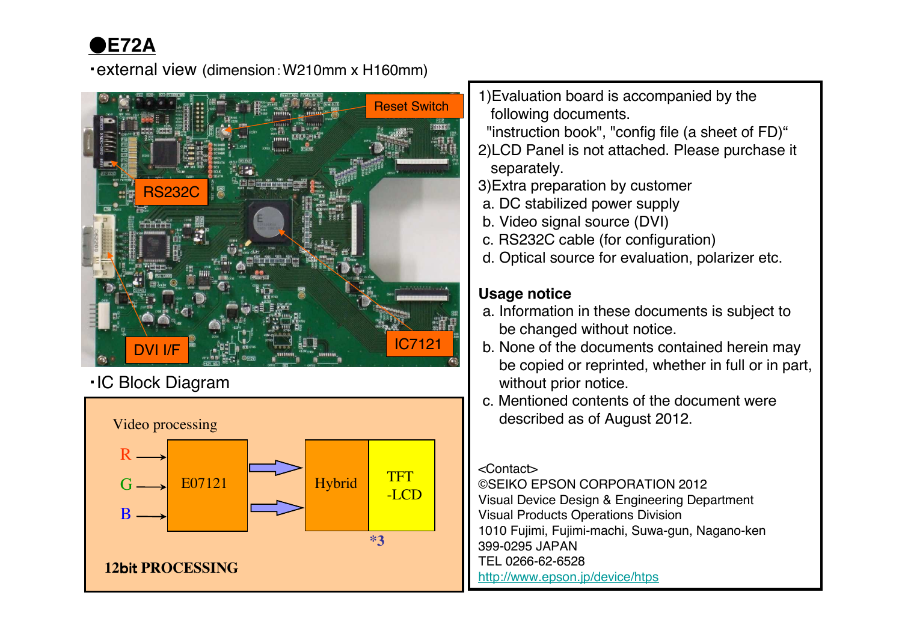# ●E72A

・external view (dimension：W210mm x H160mm)

Reset Switch

RS232C

DVI I/F

IC7121

・IC Block Diagram

Video processing

R

G

B

E07121

Hybrid

TFT -LCD

*3

12bit PROCESSING

1)Evaluation board is accompanied by the following documents.
"instruction book", "config file (a sheet of FD)"

2)LCD Panel is not attached. Please purchase it separately.

3)Extra preparation by customer

a. DC stabilized power supply

b. Video signal source (DVI)

c. RS232C cable (for configuration)

d. Optical source for evaluation, polarizer etc.

**Usage notice**

a. Information in these documents is subject to be changed without notice.

b. None of the documents contained herein may be copied or reprinted, whether in full or in part, without prior notice.

c. Mentioned contents of the document were described as of August 2012.

<Contact>
©SEIKO EPSON CORPORATION 2012
Visual Device Design & Engineering Department
Visual Products Operations Division
1010 Fujimi, Fujimi-machi, Suwa-gun, Nagano-ken
399-0295 JAPAN
TEL 0266-62-6528
http://www.epson.jp/device/htps